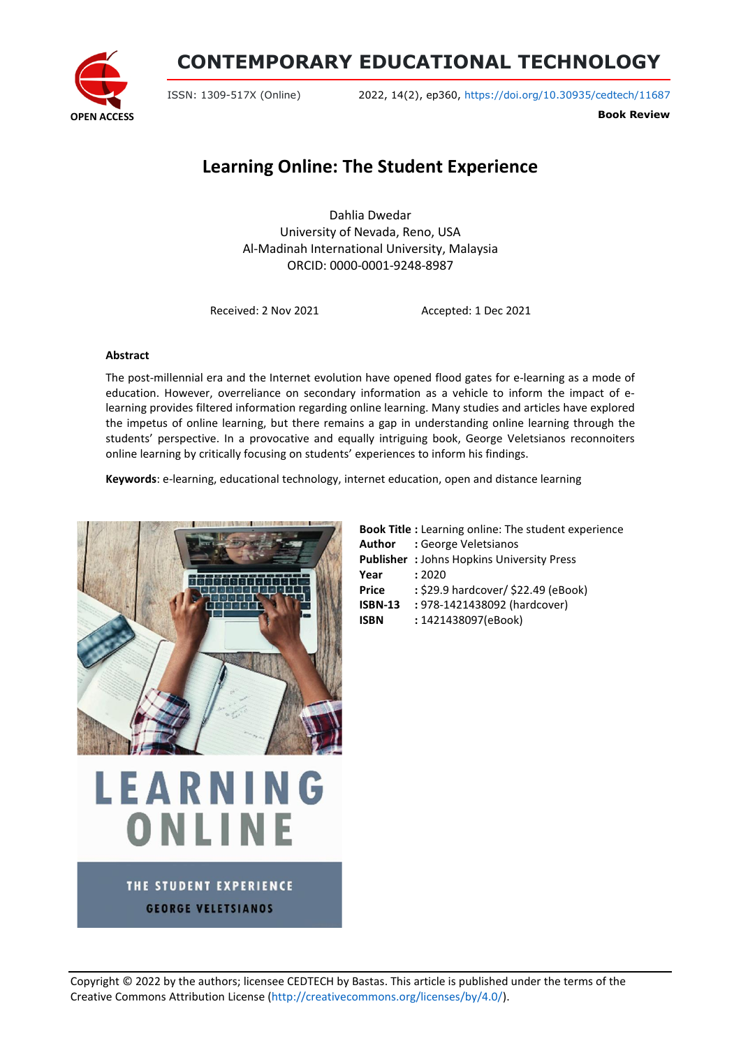# Learning Online: The Student Experience

Dahlia Dwedar
University of Nevada, Reno, USA
Al-Madinah International University, Malaysia
ORCID: 0000-0001-9248-8987

Received: 2 Nov 2021 Accepted: 1 Dec 2021

**Abstract**

The post-millennial era and the Internet evolution have opened flood gates for e-learning as a mode of education. However, overreliance on secondary information as a vehicle to inform the impact of e-learning provides filtered information regarding online learning. Many studies and articles have explored the impetus of online learning, but there remains a gap in understanding online learning through the students' perspective. In a provocative and equally intriguing book, George Veletsianos reconnoiters online learning by critically focusing on students' experiences to inform his findings.

**Keywords**: e-learning, educational technology, internet education, open and distance learning

**Book Title :** Learning online: The student experience
**Author :** George Veletsianos
**Publisher :** Johns Hopkins University Press
**Year :** 2020
**Price :** $29.9 hardcover/ $22.49 (eBook)
**ISBN-13 :** 978-1421438092 (hardcover)
**ISBN :** 1421438097(eBook)

Copyright © 2022 by the authors; licensee CEDTECH by Bastas. This article is published under the terms of the Creative Commons Attribution License (http://creativecommons.org/licenses/by/4.0/).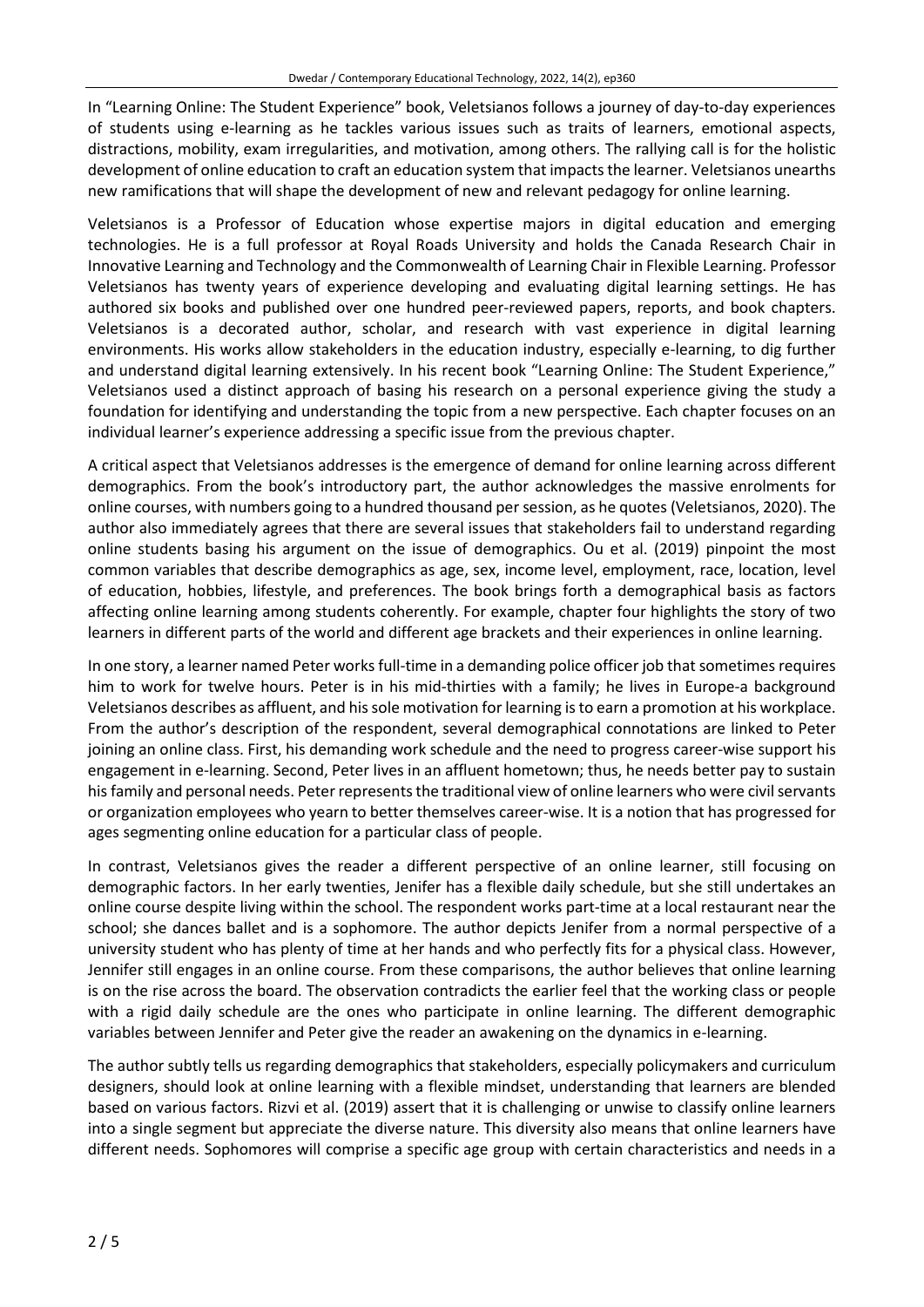In "Learning Online: The Student Experience" book, Veletsianos follows a journey of day-to-day experiences of students using e-learning as he tackles various issues such as traits of learners, emotional aspects, distractions, mobility, exam irregularities, and motivation, among others. The rallying call is for the holistic development of online education to craft an education system that impacts the learner. Veletsianos unearths new ramifications that will shape the development of new and relevant pedagogy for online learning.

Veletsianos is a Professor of Education whose expertise majors in digital education and emerging technologies. He is a full professor at Royal Roads University and holds the Canada Research Chair in Innovative Learning and Technology and the Commonwealth of Learning Chair in Flexible Learning. Professor Veletsianos has twenty years of experience developing and evaluating digital learning settings. He has authored six books and published over one hundred peer-reviewed papers, reports, and book chapters. Veletsianos is a decorated author, scholar, and research with vast experience in digital learning environments. His works allow stakeholders in the education industry, especially e-learning, to dig further and understand digital learning extensively. In his recent book "Learning Online: The Student Experience," Veletsianos used a distinct approach of basing his research on a personal experience giving the study a foundation for identifying and understanding the topic from a new perspective. Each chapter focuses on an individual learner's experience addressing a specific issue from the previous chapter.

A critical aspect that Veletsianos addresses is the emergence of demand for online learning across different demographics. From the book's introductory part, the author acknowledges the massive enrolments for online courses, with numbers going to a hundred thousand per session, as he quotes (Veletsianos, 2020). The author also immediately agrees that there are several issues that stakeholders fail to understand regarding online students basing his argument on the issue of demographics. Ou et al. (2019) pinpoint the most common variables that describe demographics as age, sex, income level, employment, race, location, level of education, hobbies, lifestyle, and preferences. The book brings forth a demographical basis as factors affecting online learning among students coherently. For example, chapter four highlights the story of two learners in different parts of the world and different age brackets and their experiences in online learning.

In one story, a learner named Peter works full-time in a demanding police officer job that sometimes requires him to work for twelve hours. Peter is in his mid-thirties with a family; he lives in Europe-a background Veletsianos describes as affluent, and his sole motivation for learning is to earn a promotion at his workplace. From the author's description of the respondent, several demographical connotations are linked to Peter joining an online class. First, his demanding work schedule and the need to progress career-wise support his engagement in e-learning. Second, Peter lives in an affluent hometown; thus, he needs better pay to sustain his family and personal needs. Peter represents the traditional view of online learners who were civil servants or organization employees who yearn to better themselves career-wise. It is a notion that has progressed for ages segmenting online education for a particular class of people.

In contrast, Veletsianos gives the reader a different perspective of an online learner, still focusing on demographic factors. In her early twenties, Jenifer has a flexible daily schedule, but she still undertakes an online course despite living within the school. The respondent works part-time at a local restaurant near the school; she dances ballet and is a sophomore. The author depicts Jenifer from a normal perspective of a university student who has plenty of time at her hands and who perfectly fits for a physical class. However, Jennifer still engages in an online course. From these comparisons, the author believes that online learning is on the rise across the board. The observation contradicts the earlier feel that the working class or people with a rigid daily schedule are the ones who participate in online learning. The different demographic variables between Jennifer and Peter give the reader an awakening on the dynamics in e-learning.

The author subtly tells us regarding demographics that stakeholders, especially policymakers and curriculum designers, should look at online learning with a flexible mindset, understanding that learners are blended based on various factors. Rizvi et al. (2019) assert that it is challenging or unwise to classify online learners into a single segment but appreciate the diverse nature. This diversity also means that online learners have different needs. Sophomores will comprise a specific age group with certain characteristics and needs in a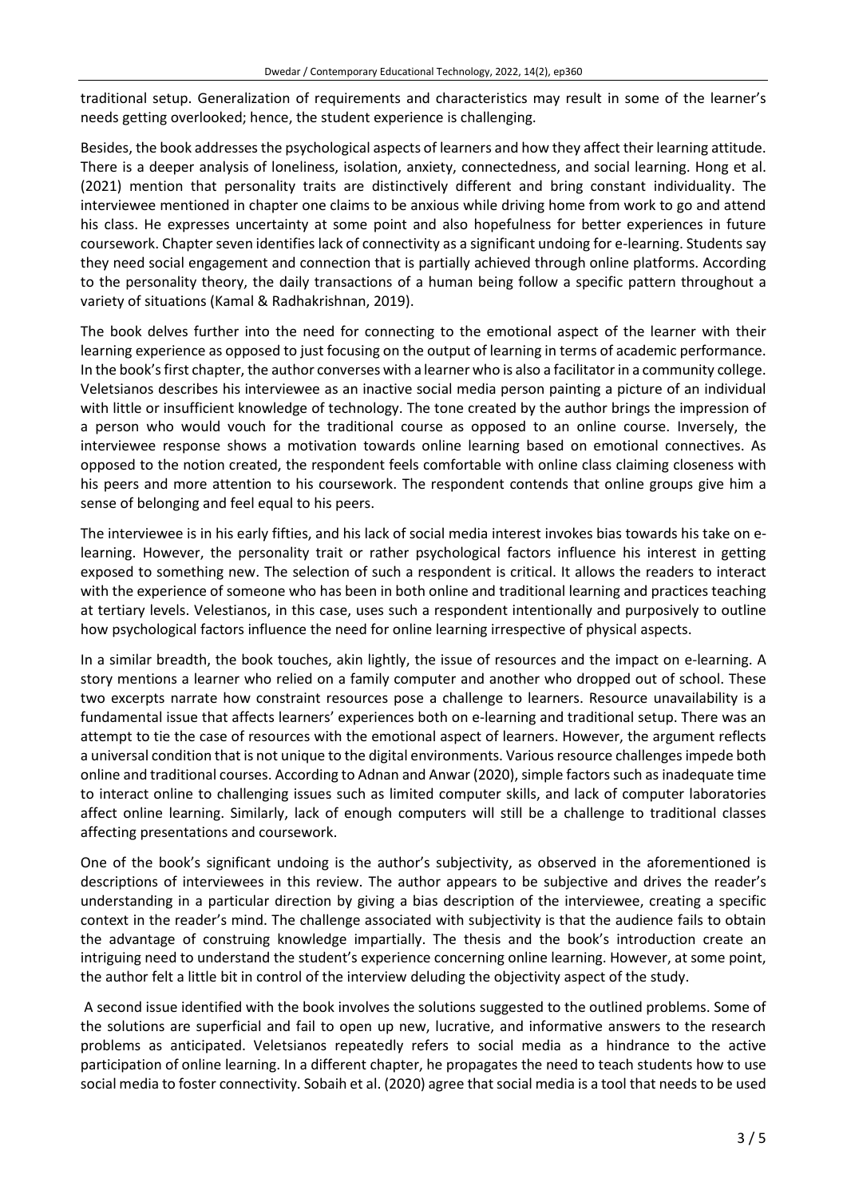traditional setup. Generalization of requirements and characteristics may result in some of the learner's needs getting overlooked; hence, the student experience is challenging.

Besides, the book addresses the psychological aspects of learners and how they affect their learning attitude. There is a deeper analysis of loneliness, isolation, anxiety, connectedness, and social learning. Hong et al. (2021) mention that personality traits are distinctively different and bring constant individuality. The interviewee mentioned in chapter one claims to be anxious while driving home from work to go and attend his class. He expresses uncertainty at some point and also hopefulness for better experiences in future coursework. Chapter seven identifies lack of connectivity as a significant undoing for e-learning. Students say they need social engagement and connection that is partially achieved through online platforms. According to the personality theory, the daily transactions of a human being follow a specific pattern throughout a variety of situations (Kamal & Radhakrishnan, 2019).

The book delves further into the need for connecting to the emotional aspect of the learner with their learning experience as opposed to just focusing on the output of learning in terms of academic performance. In the book's first chapter, the author converses with a learner who is also a facilitator in a community college. Veletsianos describes his interviewee as an inactive social media person painting a picture of an individual with little or insufficient knowledge of technology. The tone created by the author brings the impression of a person who would vouch for the traditional course as opposed to an online course. Inversely, the interviewee response shows a motivation towards online learning based on emotional connectives. As opposed to the notion created, the respondent feels comfortable with online class claiming closeness with his peers and more attention to his coursework. The respondent contends that online groups give him a sense of belonging and feel equal to his peers.

The interviewee is in his early fifties, and his lack of social media interest invokes bias towards his take on e-learning. However, the personality trait or rather psychological factors influence his interest in getting exposed to something new. The selection of such a respondent is critical. It allows the readers to interact with the experience of someone who has been in both online and traditional learning and practices teaching at tertiary levels. Velestianos, in this case, uses such a respondent intentionally and purposively to outline how psychological factors influence the need for online learning irrespective of physical aspects.

In a similar breadth, the book touches, akin lightly, the issue of resources and the impact on e-learning. A story mentions a learner who relied on a family computer and another who dropped out of school. These two excerpts narrate how constraint resources pose a challenge to learners. Resource unavailability is a fundamental issue that affects learners' experiences both on e-learning and traditional setup. There was an attempt to tie the case of resources with the emotional aspect of learners. However, the argument reflects a universal condition that is not unique to the digital environments. Various resource challenges impede both online and traditional courses. According to Adnan and Anwar (2020), simple factors such as inadequate time to interact online to challenging issues such as limited computer skills, and lack of computer laboratories affect online learning. Similarly, lack of enough computers will still be a challenge to traditional classes affecting presentations and coursework.

One of the book's significant undoing is the author's subjectivity, as observed in the aforementioned is descriptions of interviewees in this review. The author appears to be subjective and drives the reader's understanding in a particular direction by giving a bias description of the interviewee, creating a specific context in the reader's mind. The challenge associated with subjectivity is that the audience fails to obtain the advantage of construing knowledge impartially. The thesis and the book's introduction create an intriguing need to understand the student's experience concerning online learning. However, at some point, the author felt a little bit in control of the interview deluding the objectivity aspect of the study.

A second issue identified with the book involves the solutions suggested to the outlined problems. Some of the solutions are superficial and fail to open up new, lucrative, and informative answers to the research problems as anticipated. Veletsianos repeatedly refers to social media as a hindrance to the active participation of online learning. In a different chapter, he propagates the need to teach students how to use social media to foster connectivity. Sobaih et al. (2020) agree that social media is a tool that needs to be used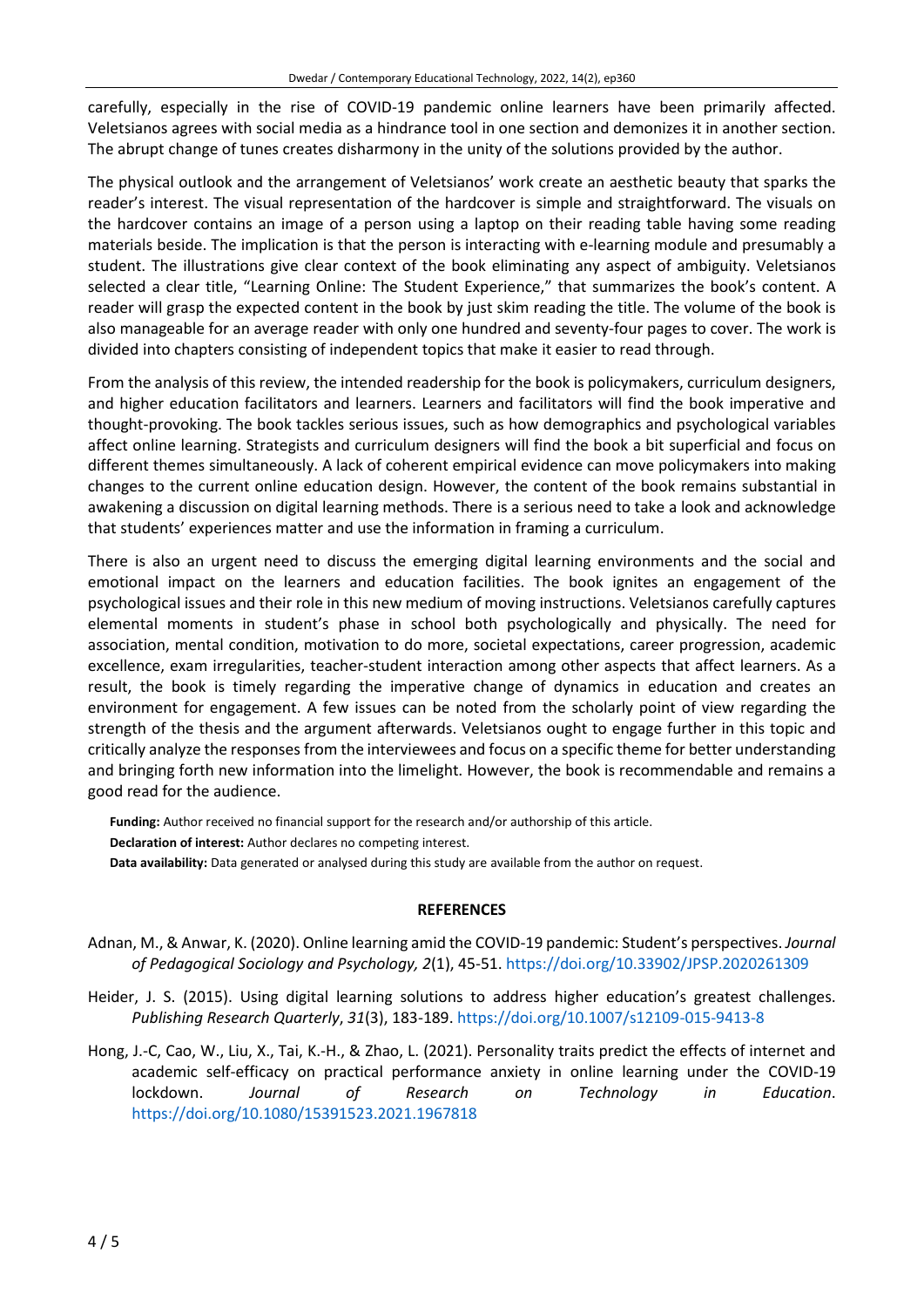carefully, especially in the rise of COVID-19 pandemic online learners have been primarily affected. Veletsianos agrees with social media as a hindrance tool in one section and demonizes it in another section. The abrupt change of tunes creates disharmony in the unity of the solutions provided by the author.

The physical outlook and the arrangement of Veletsianos' work create an aesthetic beauty that sparks the reader's interest. The visual representation of the hardcover is simple and straightforward. The visuals on the hardcover contains an image of a person using a laptop on their reading table having some reading materials beside. The implication is that the person is interacting with e-learning module and presumably a student. The illustrations give clear context of the book eliminating any aspect of ambiguity. Veletsianos selected a clear title, "Learning Online: The Student Experience," that summarizes the book's content. A reader will grasp the expected content in the book by just skim reading the title. The volume of the book is also manageable for an average reader with only one hundred and seventy-four pages to cover. The work is divided into chapters consisting of independent topics that make it easier to read through.

From the analysis of this review, the intended readership for the book is policymakers, curriculum designers, and higher education facilitators and learners. Learners and facilitators will find the book imperative and thought-provoking. The book tackles serious issues, such as how demographics and psychological variables affect online learning. Strategists and curriculum designers will find the book a bit superficial and focus on different themes simultaneously. A lack of coherent empirical evidence can move policymakers into making changes to the current online education design. However, the content of the book remains substantial in awakening a discussion on digital learning methods. There is a serious need to take a look and acknowledge that students' experiences matter and use the information in framing a curriculum.

There is also an urgent need to discuss the emerging digital learning environments and the social and emotional impact on the learners and education facilities. The book ignites an engagement of the psychological issues and their role in this new medium of moving instructions. Veletsianos carefully captures elemental moments in student's phase in school both psychologically and physically. The need for association, mental condition, motivation to do more, societal expectations, career progression, academic excellence, exam irregularities, teacher-student interaction among other aspects that affect learners. As a result, the book is timely regarding the imperative change of dynamics in education and creates an environment for engagement. A few issues can be noted from the scholarly point of view regarding the strength of the thesis and the argument afterwards. Veletsianos ought to engage further in this topic and critically analyze the responses from the interviewees and focus on a specific theme for better understanding and bringing forth new information into the limelight. However, the book is recommendable and remains a good read for the audience.

**Funding:** Author received no financial support for the research and/or authorship of this article.

**Declaration of interest:** Author declares no competing interest.

**Data availability:** Data generated or analysed during this study are available from the author on request.

## REFERENCES

Adnan, M., & Anwar, K. (2020). Online learning amid the COVID-19 pandemic: Student's perspectives. *Journal of Pedagogical Sociology and Psychology, 2*(1), 45-51. https://doi.org/10.33902/JPSP.2020261309

Heider, J. S. (2015). Using digital learning solutions to address higher education's greatest challenges. *Publishing Research Quarterly*, *31*(3), 183-189. https://doi.org/10.1007/s12109-015-9413-8

Hong, J.-C, Cao, W., Liu, X., Tai, K.-H., & Zhao, L. (2021). Personality traits predict the effects of internet and academic self-efficacy on practical performance anxiety in online learning under the COVID-19 lockdown. *Journal of Research on Technology in Education*. https://doi.org/10.1080/15391523.2021.1967818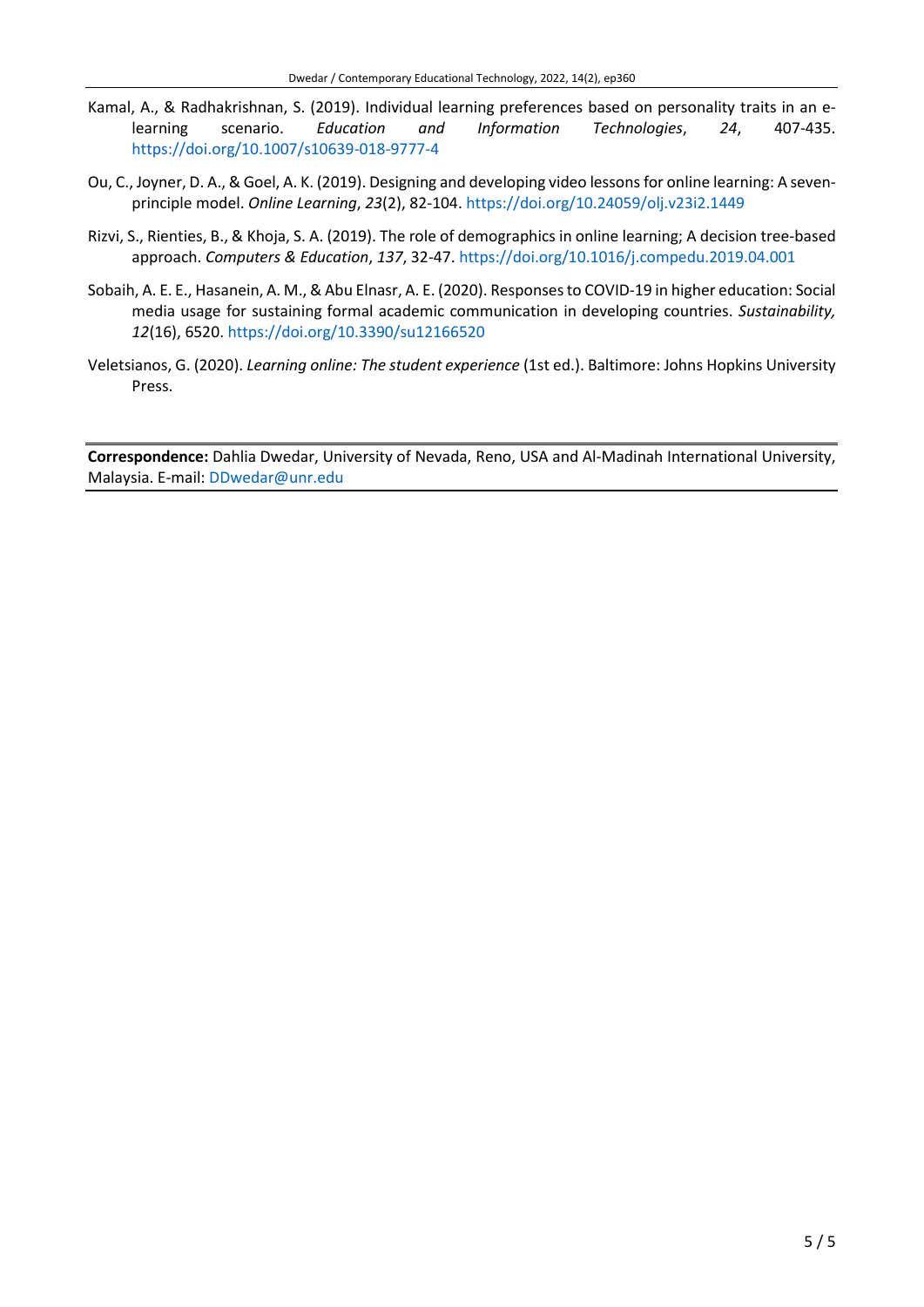Kamal, A., & Radhakrishnan, S. (2019). Individual learning preferences based on personality traits in an e-learning scenario. *Education and Information Technologies*, *24*, 407-435. https://doi.org/10.1007/s10639-018-9777-4

Ou, C., Joyner, D. A., & Goel, A. K. (2019). Designing and developing video lessons for online learning: A seven-principle model. *Online Learning*, *23*(2), 82-104. https://doi.org/10.24059/olj.v23i2.1449

Rizvi, S., Rienties, B., & Khoja, S. A. (2019). The role of demographics in online learning; A decision tree-based approach. *Computers & Education*, *137*, 32-47. https://doi.org/10.1016/j.compedu.2019.04.001

Sobaih, A. E. E., Hasanein, A. M., & Abu Elnasr, A. E. (2020). Responses to COVID-19 in higher education: Social media usage for sustaining formal academic communication in developing countries. *Sustainability, 12*(16), 6520. https://doi.org/10.3390/su12166520

Veletsianos, G. (2020). *Learning online: The student experience* (1st ed.). Baltimore: Johns Hopkins University Press.

---

**Correspondence:** Dahlia Dwedar, University of Nevada, Reno, USA and Al-Madinah International University, Malaysia. E-mail: DDwedar@unr.edu